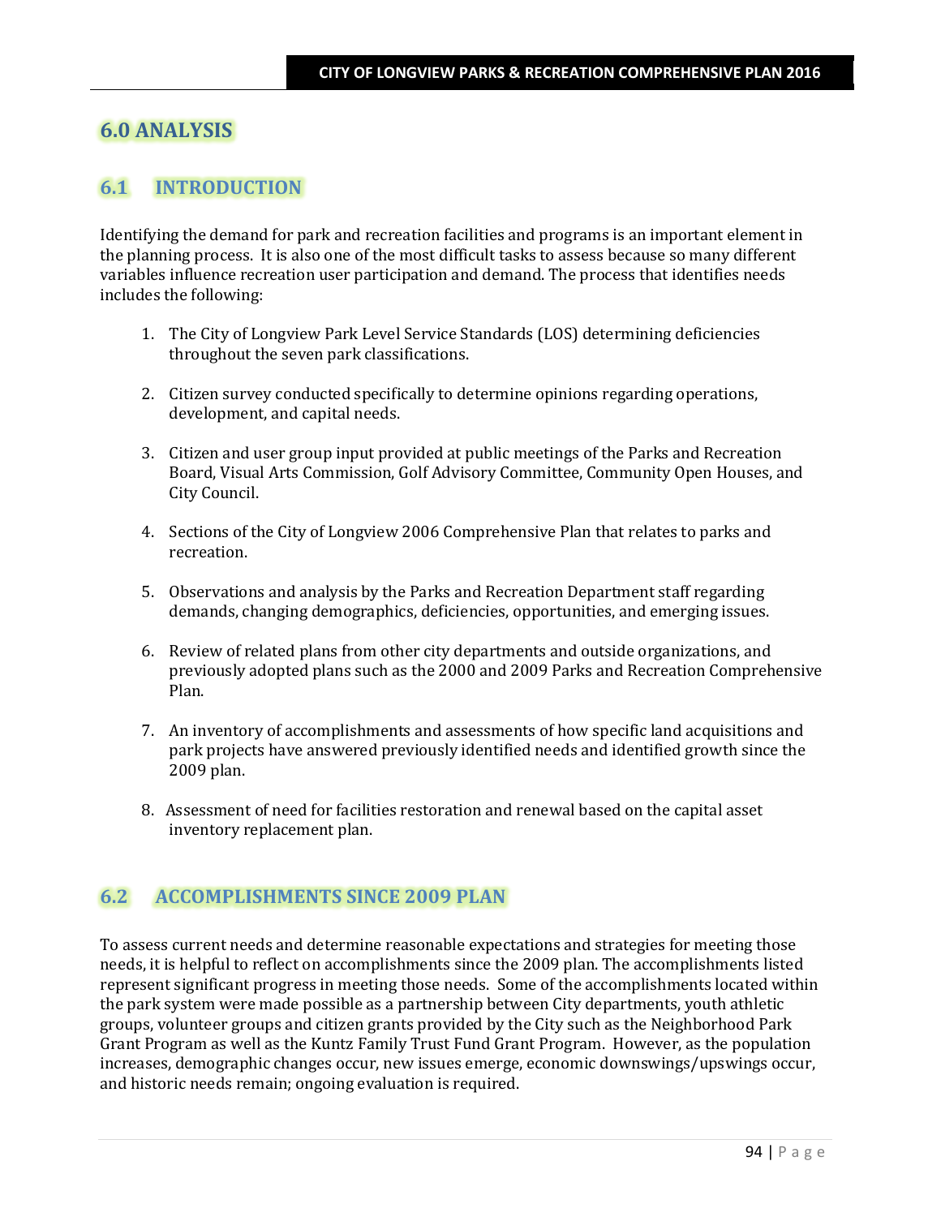# 6.0 ANALYSIS

## 6.1 INTRODUCTION

Identifying the demand for park and recreation facilities and programs is an important element in the planning process. It is also one of the most difficult tasks to assess because so many different variables influence recreation user participation and demand. The process that identifies needs includes the following:

1. The City of Longview Park Level Service Standards (LOS) determining deficiencies throughout the seven park classifications.

2. Citizen survey conducted specifically to determine opinions regarding operations, development, and capital needs.

3. Citizen and user group input provided at public meetings of the Parks and Recreation Board, Visual Arts Commission, Golf Advisory Committee, Community Open Houses, and City Council.

4. Sections of the City of Longview 2006 Comprehensive Plan that relates to parks and recreation.

5. Observations and analysis by the Parks and Recreation Department staff regarding demands, changing demographics, deficiencies, opportunities, and emerging issues.

6. Review of related plans from other city departments and outside organizations, and previously adopted plans such as the 2000 and 2009 Parks and Recreation Comprehensive Plan.

7. An inventory of accomplishments and assessments of how specific land acquisitions and park projects have answered previously identified needs and identified growth since the 2009 plan.

8. Assessment of need for facilities restoration and renewal based on the capital asset inventory replacement plan.

## 6.2 ACCOMPLISHMENTS SINCE 2009 PLAN

To assess current needs and determine reasonable expectations and strategies for meeting those needs, it is helpful to reflect on accomplishments since the 2009 plan. The accomplishments listed represent significant progress in meeting those needs. Some of the accomplishments located within the park system were made possible as a partnership between City departments, youth athletic groups, volunteer groups and citizen grants provided by the City such as the Neighborhood Park Grant Program as well as the Kuntz Family Trust Fund Grant Program. However, as the population increases, demographic changes occur, new issues emerge, economic downswings/upswings occur, and historic needs remain; ongoing evaluation is required.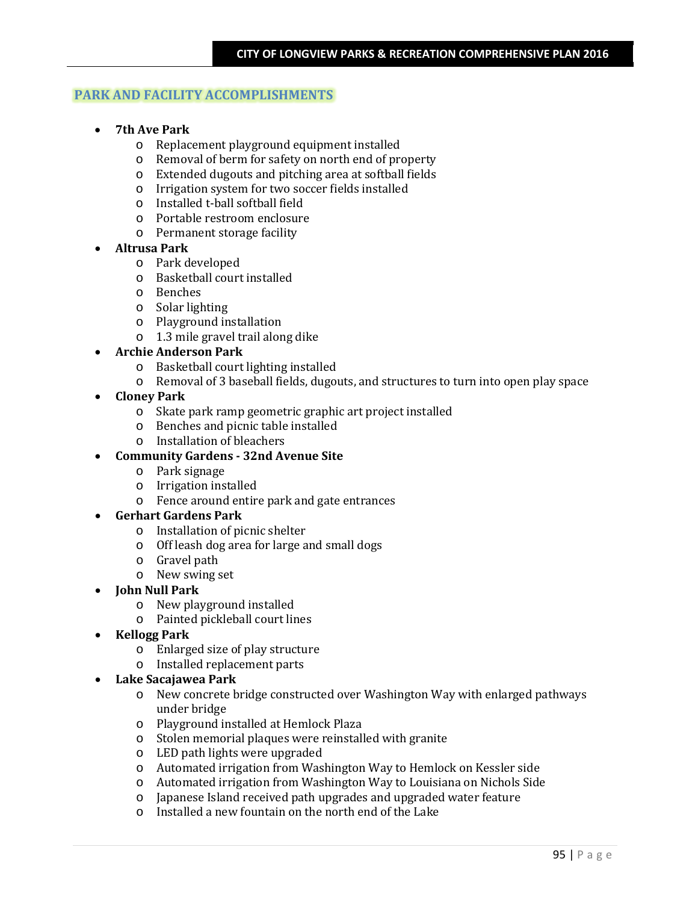## PARK AND FACILITY ACCOMPLISHMENTS

- **7th Ave Park**
  - Replacement playground equipment installed
  - Removal of berm for safety on north end of property
  - Extended dugouts and pitching area at softball fields
  - Irrigation system for two soccer fields installed
  - Installed t-ball softball field
  - Portable restroom enclosure
  - Permanent storage facility
- **Altrusa Park**
  - Park developed
  - Basketball court installed
  - Benches
  - Solar lighting
  - Playground installation
  - 1.3 mile gravel trail along dike
- **Archie Anderson Park**
  - Basketball court lighting installed
  - Removal of 3 baseball fields, dugouts, and structures to turn into open play space
- **Cloney Park**
  - Skate park ramp geometric graphic art project installed
  - Benches and picnic table installed
  - Installation of bleachers
- **Community Gardens - 32nd Avenue Site**
  - Park signage
  - Irrigation installed
  - Fence around entire park and gate entrances
- **Gerhart Gardens Park**
  - Installation of picnic shelter
  - Off leash dog area for large and small dogs
  - Gravel path
  - New swing set
- **John Null Park**
  - New playground installed
  - Painted pickleball court lines
- **Kellogg Park**
  - Enlarged size of play structure
  - Installed replacement parts
- **Lake Sacajawea Park**
  - New concrete bridge constructed over Washington Way with enlarged pathways under bridge
  - Playground installed at Hemlock Plaza
  - Stolen memorial plaques were reinstalled with granite
  - LED path lights were upgraded
  - Automated irrigation from Washington Way to Hemlock on Kessler side
  - Automated irrigation from Washington Way to Louisiana on Nichols Side
  - Japanese Island received path upgrades and upgraded water feature
  - Installed a new fountain on the north end of the Lake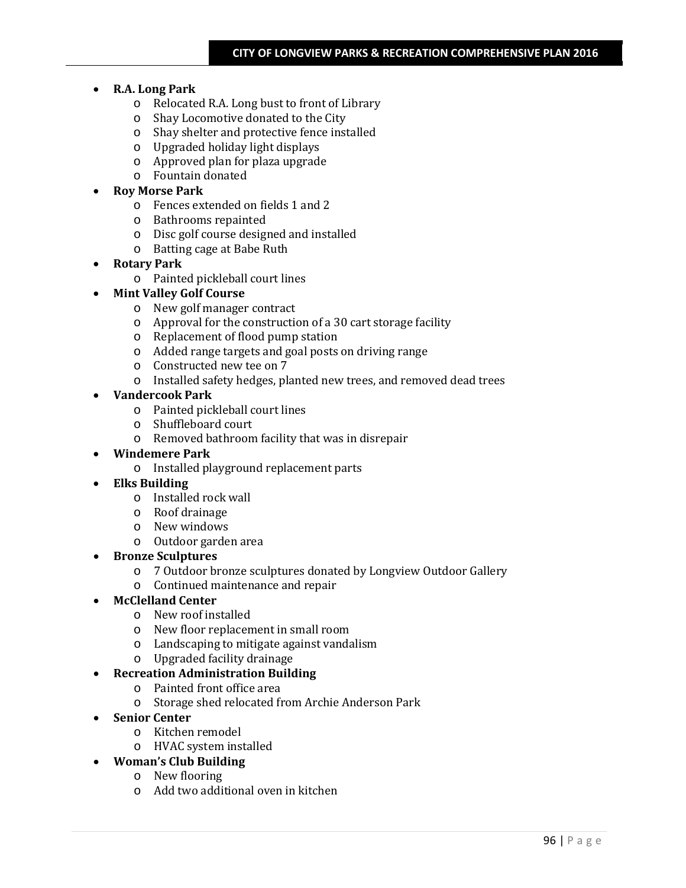- **R.A. Long Park**
  - Relocated R.A. Long bust to front of Library
  - Shay Locomotive donated to the City
  - Shay shelter and protective fence installed
  - Upgraded holiday light displays
  - Approved plan for plaza upgrade
  - Fountain donated
- **Roy Morse Park**
  - Fences extended on fields 1 and 2
  - Bathrooms repainted
  - Disc golf course designed and installed
  - Batting cage at Babe Ruth
- **Rotary Park**
  - Painted pickleball court lines
- **Mint Valley Golf Course**
  - New golf manager contract
  - Approval for the construction of a 30 cart storage facility
  - Replacement of flood pump station
  - Added range targets and goal posts on driving range
  - Constructed new tee on 7
  - Installed safety hedges, planted new trees, and removed dead trees
- **Vandercook Park**
  - Painted pickleball court lines
  - Shuffleboard court
  - Removed bathroom facility that was in disrepair
- **Windemere Park**
  - Installed playground replacement parts
- **Elks Building**
  - Installed rock wall
  - Roof drainage
  - New windows
  - Outdoor garden area
- **Bronze Sculptures**
  - 7 Outdoor bronze sculptures donated by Longview Outdoor Gallery
  - Continued maintenance and repair
- **McClelland Center**
  - New roof installed
  - New floor replacement in small room
  - Landscaping to mitigate against vandalism
  - Upgraded facility drainage
- **Recreation Administration Building**
  - Painted front office area
  - Storage shed relocated from Archie Anderson Park
- **Senior Center**
  - Kitchen remodel
  - HVAC system installed
- **Woman's Club Building**
  - New flooring
  - Add two additional oven in kitchen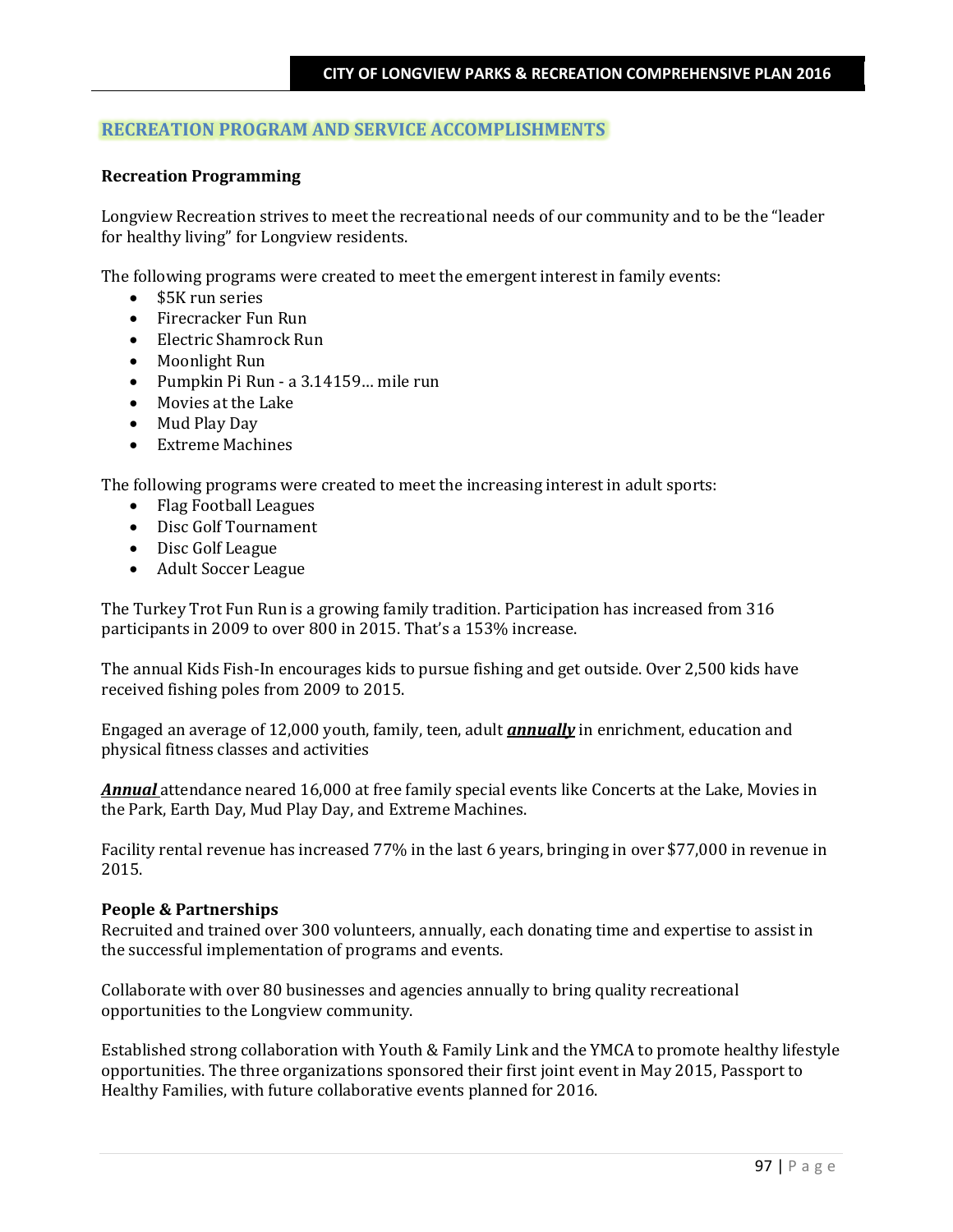## RECREATION PROGRAM AND SERVICE ACCOMPLISHMENTS

**Recreation Programming**

Longview Recreation strives to meet the recreational needs of our community and to be the "leader for healthy living" for Longview residents.

The following programs were created to meet the emergent interest in family events:

- $5K run series
- Firecracker Fun Run
- Electric Shamrock Run
- Moonlight Run
- Pumpkin Pi Run - a 3.14159… mile run
- Movies at the Lake
- Mud Play Day
- Extreme Machines

The following programs were created to meet the increasing interest in adult sports:

- Flag Football Leagues
- Disc Golf Tournament
- Disc Golf League
- Adult Soccer League

The Turkey Trot Fun Run is a growing family tradition. Participation has increased from 316 participants in 2009 to over 800 in 2015. That's a 153% increase.

The annual Kids Fish-In encourages kids to pursue fishing and get outside. Over 2,500 kids have received fishing poles from 2009 to 2015.

Engaged an average of 12,000 youth, family, teen, adult ***annually*** in enrichment, education and physical fitness classes and activities

***Annual*** attendance neared 16,000 at free family special events like Concerts at the Lake, Movies in the Park, Earth Day, Mud Play Day, and Extreme Machines.

Facility rental revenue has increased 77% in the last 6 years, bringing in over $77,000 in revenue in 2015.

**People & Partnerships**

Recruited and trained over 300 volunteers, annually, each donating time and expertise to assist in the successful implementation of programs and events.

Collaborate with over 80 businesses and agencies annually to bring quality recreational opportunities to the Longview community.

Established strong collaboration with Youth & Family Link and the YMCA to promote healthy lifestyle opportunities. The three organizations sponsored their first joint event in May 2015, Passport to Healthy Families, with future collaborative events planned for 2016.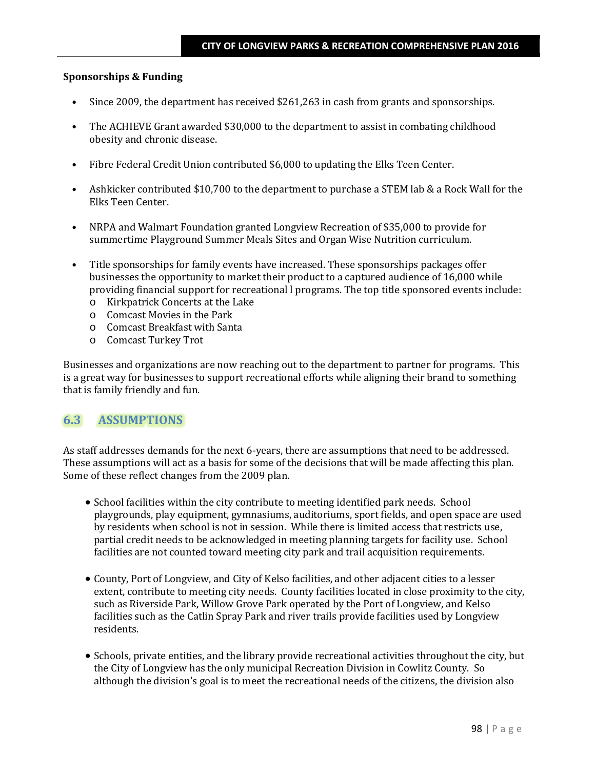**Sponsorships & Funding**

- Since 2009, the department has received $261,263 in cash from grants and sponsorships.
- The ACHIEVE Grant awarded $30,000 to the department to assist in combating childhood obesity and chronic disease.
- Fibre Federal Credit Union contributed $6,000 to updating the Elks Teen Center.
- Ashkicker contributed $10,700 to the department to purchase a STEM lab & a Rock Wall for the Elks Teen Center.
- NRPA and Walmart Foundation granted Longview Recreation of $35,000 to provide for summertime Playground Summer Meals Sites and Organ Wise Nutrition curriculum.
- Title sponsorships for family events have increased. These sponsorships packages offer businesses the opportunity to market their product to a captured audience of 16,000 while providing financial support for recreational l programs. The top title sponsored events include:
  - Kirkpatrick Concerts at the Lake
  - Comcast Movies in the Park
  - Comcast Breakfast with Santa
  - Comcast Turkey Trot

Businesses and organizations are now reaching out to the department to partner for programs. This is a great way for businesses to support recreational efforts while aligning their brand to something that is family friendly and fun.

## 6.3 ASSUMPTIONS

As staff addresses demands for the next 6-years, there are assumptions that need to be addressed. These assumptions will act as a basis for some of the decisions that will be made affecting this plan. Some of these reflect changes from the 2009 plan.

- School facilities within the city contribute to meeting identified park needs. School playgrounds, play equipment, gymnasiums, auditoriums, sport fields, and open space are used by residents when school is not in session. While there is limited access that restricts use, partial credit needs to be acknowledged in meeting planning targets for facility use. School facilities are not counted toward meeting city park and trail acquisition requirements.
- County, Port of Longview, and City of Kelso facilities, and other adjacent cities to a lesser extent, contribute to meeting city needs. County facilities located in close proximity to the city, such as Riverside Park, Willow Grove Park operated by the Port of Longview, and Kelso facilities such as the Catlin Spray Park and river trails provide facilities used by Longview residents.
- Schools, private entities, and the library provide recreational activities throughout the city, but the City of Longview has the only municipal Recreation Division in Cowlitz County. So although the division's goal is to meet the recreational needs of the citizens, the division also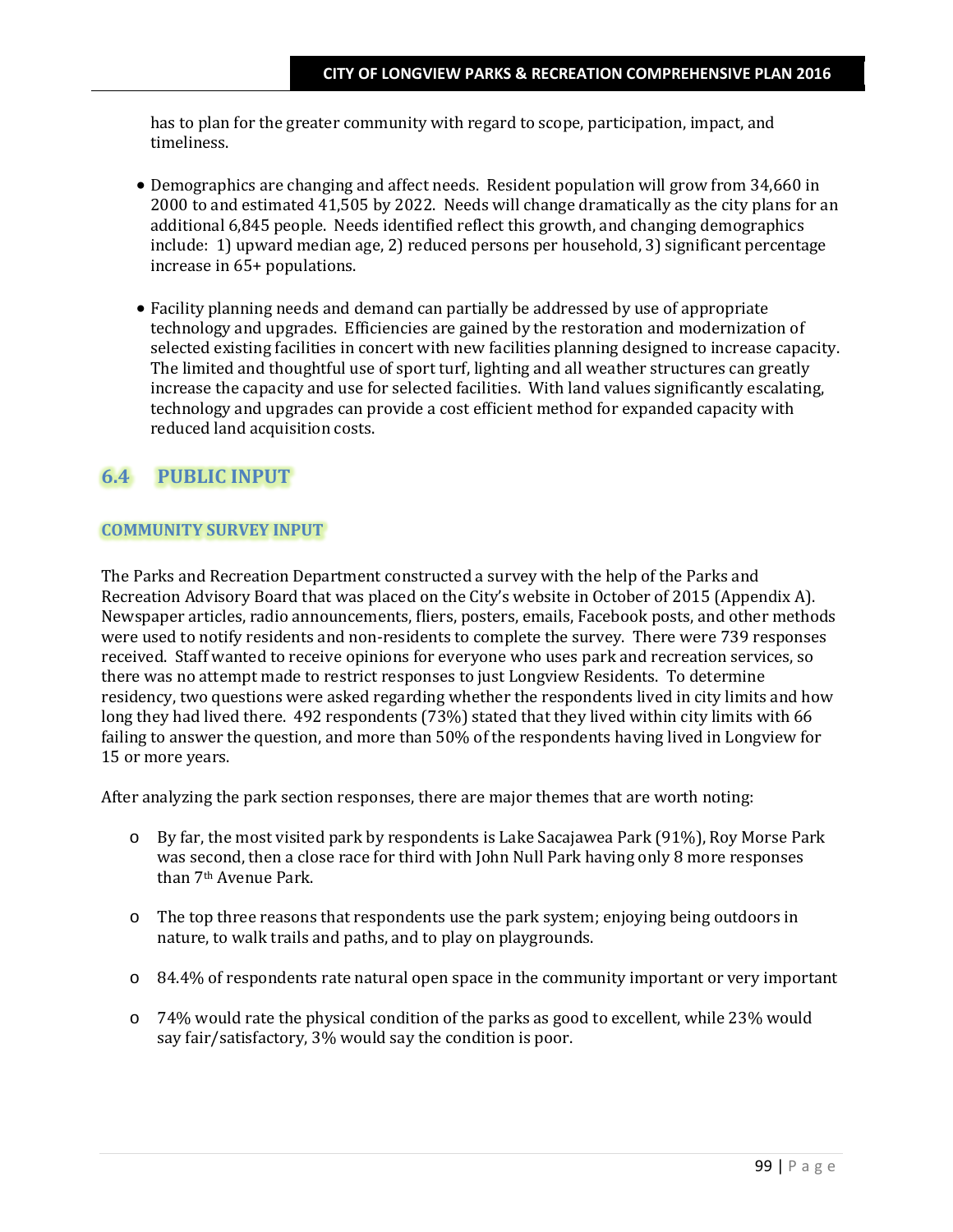has to plan for the greater community with regard to scope, participation, impact, and timeliness.

- Demographics are changing and affect needs. Resident population will grow from 34,660 in 2000 to and estimated 41,505 by 2022. Needs will change dramatically as the city plans for an additional 6,845 people. Needs identified reflect this growth, and changing demographics include: 1) upward median age, 2) reduced persons per household, 3) significant percentage increase in 65+ populations.

- Facility planning needs and demand can partially be addressed by use of appropriate technology and upgrades. Efficiencies are gained by the restoration and modernization of selected existing facilities in concert with new facilities planning designed to increase capacity. The limited and thoughtful use of sport turf, lighting and all weather structures can greatly increase the capacity and use for selected facilities. With land values significantly escalating, technology and upgrades can provide a cost efficient method for expanded capacity with reduced land acquisition costs.

## 6.4 PUBLIC INPUT

### COMMUNITY SURVEY INPUT

The Parks and Recreation Department constructed a survey with the help of the Parks and Recreation Advisory Board that was placed on the City's website in October of 2015 (Appendix A). Newspaper articles, radio announcements, fliers, posters, emails, Facebook posts, and other methods were used to notify residents and non-residents to complete the survey. There were 739 responses received. Staff wanted to receive opinions for everyone who uses park and recreation services, so there was no attempt made to restrict responses to just Longview Residents. To determine residency, two questions were asked regarding whether the respondents lived in city limits and how long they had lived there. 492 respondents (73%) stated that they lived within city limits with 66 failing to answer the question, and more than 50% of the respondents having lived in Longview for 15 or more years.

After analyzing the park section responses, there are major themes that are worth noting:

- By far, the most visited park by respondents is Lake Sacajawea Park (91%), Roy Morse Park was second, then a close race for third with John Null Park having only 8 more responses than 7th Avenue Park.

- The top three reasons that respondents use the park system; enjoying being outdoors in nature, to walk trails and paths, and to play on playgrounds.

- 84.4% of respondents rate natural open space in the community important or very important

- 74% would rate the physical condition of the parks as good to excellent, while 23% would say fair/satisfactory, 3% would say the condition is poor.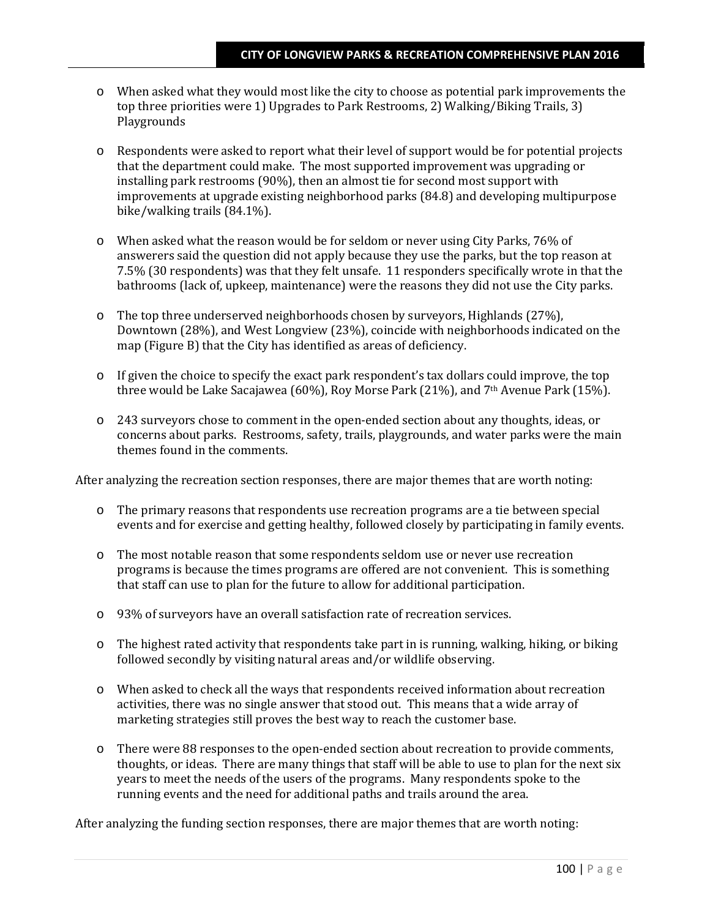- When asked what they would most like the city to choose as potential park improvements the top three priorities were 1) Upgrades to Park Restrooms, 2) Walking/Biking Trails, 3) Playgrounds

- Respondents were asked to report what their level of support would be for potential projects that the department could make. The most supported improvement was upgrading or installing park restrooms (90%), then an almost tie for second most support with improvements at upgrade existing neighborhood parks (84.8) and developing multipurpose bike/walking trails (84.1%).

- When asked what the reason would be for seldom or never using City Parks, 76% of answerers said the question did not apply because they use the parks, but the top reason at 7.5% (30 respondents) was that they felt unsafe. 11 responders specifically wrote in that the bathrooms (lack of, upkeep, maintenance) were the reasons they did not use the City parks.

- The top three underserved neighborhoods chosen by surveyors, Highlands (27%), Downtown (28%), and West Longview (23%), coincide with neighborhoods indicated on the map (Figure B) that the City has identified as areas of deficiency.

- If given the choice to specify the exact park respondent's tax dollars could improve, the top three would be Lake Sacajawea (60%), Roy Morse Park (21%), and 7th Avenue Park (15%).

- 243 surveyors chose to comment in the open-ended section about any thoughts, ideas, or concerns about parks. Restrooms, safety, trails, playgrounds, and water parks were the main themes found in the comments.

After analyzing the recreation section responses, there are major themes that are worth noting:

- The primary reasons that respondents use recreation programs are a tie between special events and for exercise and getting healthy, followed closely by participating in family events.

- The most notable reason that some respondents seldom use or never use recreation programs is because the times programs are offered are not convenient. This is something that staff can use to plan for the future to allow for additional participation.

- 93% of surveyors have an overall satisfaction rate of recreation services.

- The highest rated activity that respondents take part in is running, walking, hiking, or biking followed secondly by visiting natural areas and/or wildlife observing.

- When asked to check all the ways that respondents received information about recreation activities, there was no single answer that stood out. This means that a wide array of marketing strategies still proves the best way to reach the customer base.

- There were 88 responses to the open-ended section about recreation to provide comments, thoughts, or ideas. There are many things that staff will be able to use to plan for the next six years to meet the needs of the users of the programs. Many respondents spoke to the running events and the need for additional paths and trails around the area.

After analyzing the funding section responses, there are major themes that are worth noting: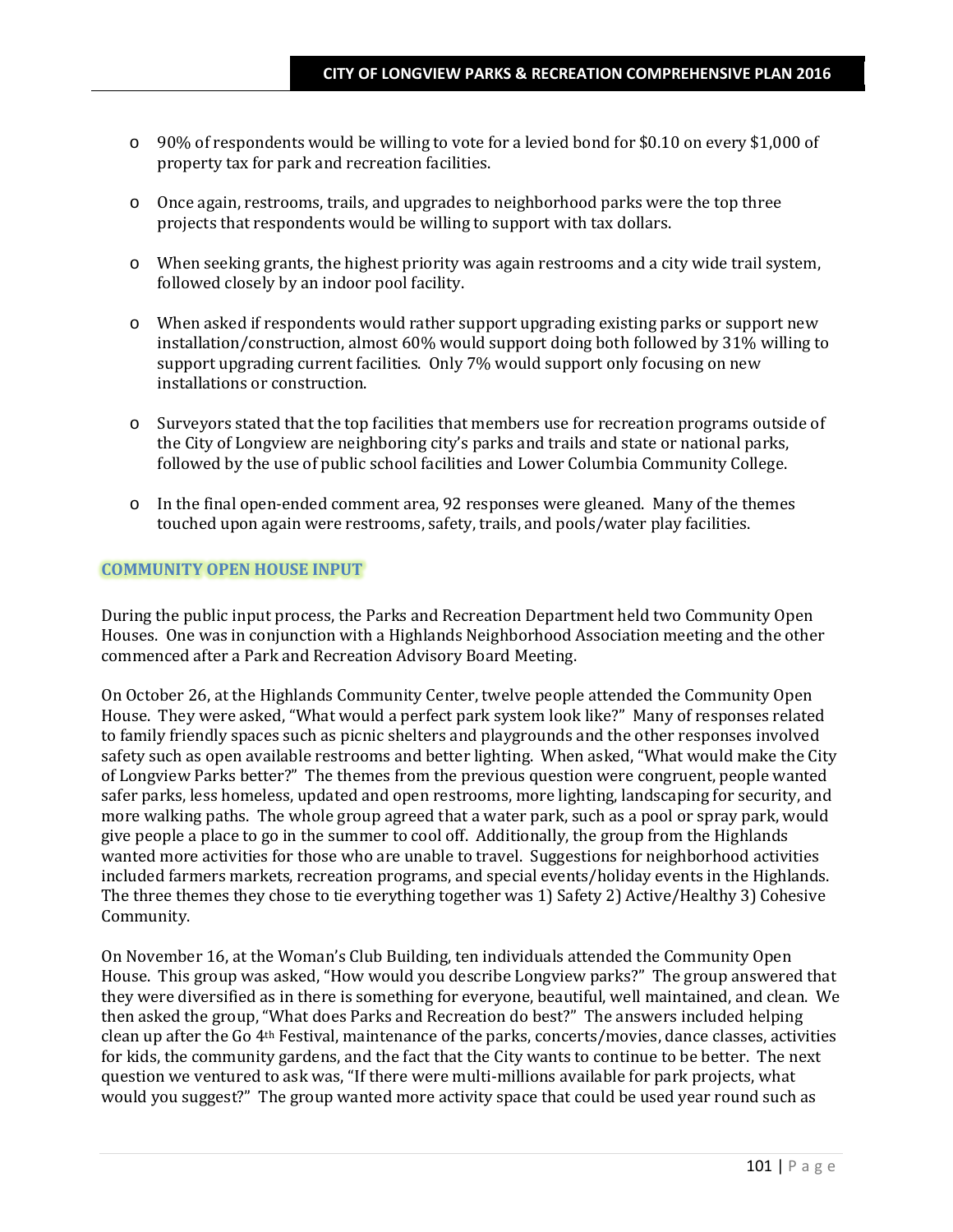- 90% of respondents would be willing to vote for a levied bond for $0.10 on every $1,000 of property tax for park and recreation facilities.
- Once again, restrooms, trails, and upgrades to neighborhood parks were the top three projects that respondents would be willing to support with tax dollars.
- When seeking grants, the highest priority was again restrooms and a city wide trail system, followed closely by an indoor pool facility.
- When asked if respondents would rather support upgrading existing parks or support new installation/construction, almost 60% would support doing both followed by 31% willing to support upgrading current facilities. Only 7% would support only focusing on new installations or construction.
- Surveyors stated that the top facilities that members use for recreation programs outside of the City of Longview are neighboring city's parks and trails and state or national parks, followed by the use of public school facilities and Lower Columbia Community College.
- In the final open-ended comment area, 92 responses were gleaned. Many of the themes touched upon again were restrooms, safety, trails, and pools/water play facilities.

## COMMUNITY OPEN HOUSE INPUT

During the public input process, the Parks and Recreation Department held two Community Open Houses. One was in conjunction with a Highlands Neighborhood Association meeting and the other commenced after a Park and Recreation Advisory Board Meeting.

On October 26, at the Highlands Community Center, twelve people attended the Community Open House. They were asked, "What would a perfect park system look like?" Many of responses related to family friendly spaces such as picnic shelters and playgrounds and the other responses involved safety such as open available restrooms and better lighting. When asked, "What would make the City of Longview Parks better?" The themes from the previous question were congruent, people wanted safer parks, less homeless, updated and open restrooms, more lighting, landscaping for security, and more walking paths. The whole group agreed that a water park, such as a pool or spray park, would give people a place to go in the summer to cool off. Additionally, the group from the Highlands wanted more activities for those who are unable to travel. Suggestions for neighborhood activities included farmers markets, recreation programs, and special events/holiday events in the Highlands. The three themes they chose to tie everything together was 1) Safety 2) Active/Healthy 3) Cohesive Community.

On November 16, at the Woman's Club Building, ten individuals attended the Community Open House. This group was asked, "How would you describe Longview parks?" The group answered that they were diversified as in there is something for everyone, beautiful, well maintained, and clean. We then asked the group, "What does Parks and Recreation do best?" The answers included helping clean up after the Go 4th Festival, maintenance of the parks, concerts/movies, dance classes, activities for kids, the community gardens, and the fact that the City wants to continue to be better. The next question we ventured to ask was, "If there were multi-millions available for park projects, what would you suggest?" The group wanted more activity space that could be used year round such as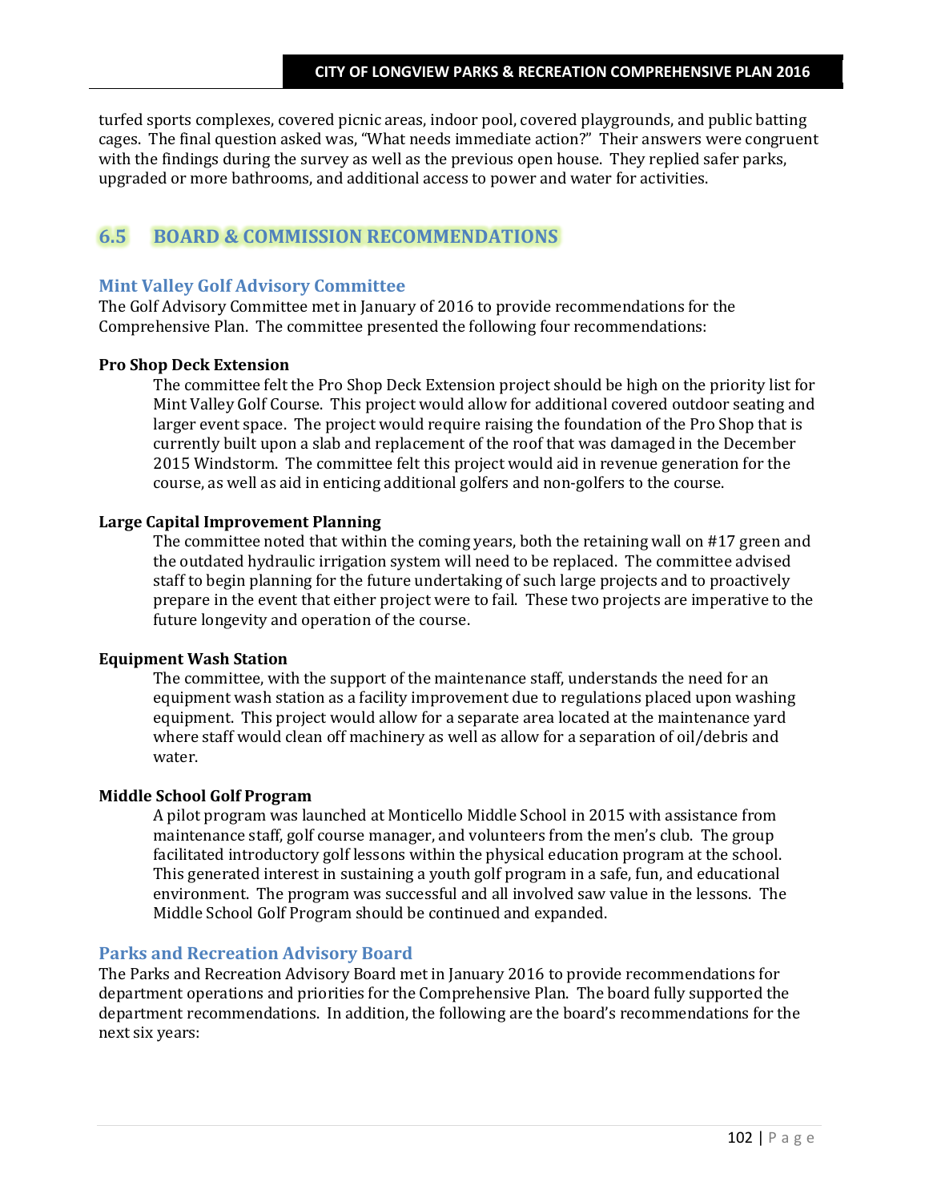turfed sports complexes, covered picnic areas, indoor pool, covered playgrounds, and public batting cages. The final question asked was, "What needs immediate action?" Their answers were congruent with the findings during the survey as well as the previous open house. They replied safer parks, upgraded or more bathrooms, and additional access to power and water for activities.

## 6.5 BOARD & COMMISSION RECOMMENDATIONS

### Mint Valley Golf Advisory Committee

The Golf Advisory Committee met in January of 2016 to provide recommendations for the Comprehensive Plan. The committee presented the following four recommendations:

**Pro Shop Deck Extension**

The committee felt the Pro Shop Deck Extension project should be high on the priority list for Mint Valley Golf Course. This project would allow for additional covered outdoor seating and larger event space. The project would require raising the foundation of the Pro Shop that is currently built upon a slab and replacement of the roof that was damaged in the December 2015 Windstorm. The committee felt this project would aid in revenue generation for the course, as well as aid in enticing additional golfers and non-golfers to the course.

**Large Capital Improvement Planning**

The committee noted that within the coming years, both the retaining wall on #17 green and the outdated hydraulic irrigation system will need to be replaced. The committee advised staff to begin planning for the future undertaking of such large projects and to proactively prepare in the event that either project were to fail. These two projects are imperative to the future longevity and operation of the course.

**Equipment Wash Station**

The committee, with the support of the maintenance staff, understands the need for an equipment wash station as a facility improvement due to regulations placed upon washing equipment. This project would allow for a separate area located at the maintenance yard where staff would clean off machinery as well as allow for a separation of oil/debris and water.

**Middle School Golf Program**

A pilot program was launched at Monticello Middle School in 2015 with assistance from maintenance staff, golf course manager, and volunteers from the men's club. The group facilitated introductory golf lessons within the physical education program at the school. This generated interest in sustaining a youth golf program in a safe, fun, and educational environment. The program was successful and all involved saw value in the lessons. The Middle School Golf Program should be continued and expanded.

### Parks and Recreation Advisory Board

The Parks and Recreation Advisory Board met in January 2016 to provide recommendations for department operations and priorities for the Comprehensive Plan. The board fully supported the department recommendations. In addition, the following are the board's recommendations for the next six years: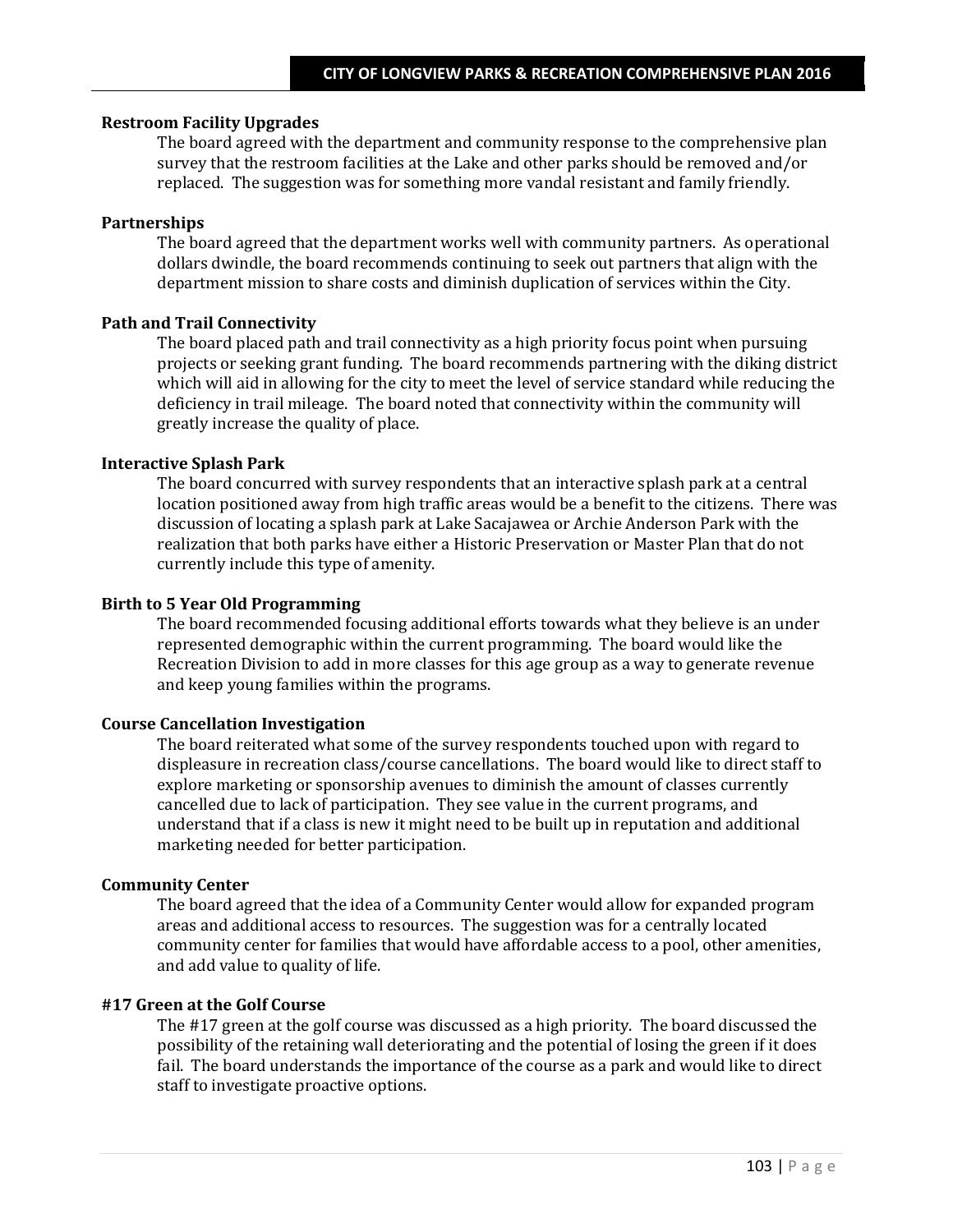**Restroom Facility Upgrades**

The board agreed with the department and community response to the comprehensive plan survey that the restroom facilities at the Lake and other parks should be removed and/or replaced. The suggestion was for something more vandal resistant and family friendly.

**Partnerships**

The board agreed that the department works well with community partners. As operational dollars dwindle, the board recommends continuing to seek out partners that align with the department mission to share costs and diminish duplication of services within the City.

**Path and Trail Connectivity**

The board placed path and trail connectivity as a high priority focus point when pursuing projects or seeking grant funding. The board recommends partnering with the diking district which will aid in allowing for the city to meet the level of service standard while reducing the deficiency in trail mileage. The board noted that connectivity within the community will greatly increase the quality of place.

**Interactive Splash Park**

The board concurred with survey respondents that an interactive splash park at a central location positioned away from high traffic areas would be a benefit to the citizens. There was discussion of locating a splash park at Lake Sacajawea or Archie Anderson Park with the realization that both parks have either a Historic Preservation or Master Plan that do not currently include this type of amenity.

**Birth to 5 Year Old Programming**

The board recommended focusing additional efforts towards what they believe is an under represented demographic within the current programming. The board would like the Recreation Division to add in more classes for this age group as a way to generate revenue and keep young families within the programs.

**Course Cancellation Investigation**

The board reiterated what some of the survey respondents touched upon with regard to displeasure in recreation class/course cancellations. The board would like to direct staff to explore marketing or sponsorship avenues to diminish the amount of classes currently cancelled due to lack of participation. They see value in the current programs, and understand that if a class is new it might need to be built up in reputation and additional marketing needed for better participation.

**Community Center**

The board agreed that the idea of a Community Center would allow for expanded program areas and additional access to resources. The suggestion was for a centrally located community center for families that would have affordable access to a pool, other amenities, and add value to quality of life.

**#17 Green at the Golf Course**

The #17 green at the golf course was discussed as a high priority. The board discussed the possibility of the retaining wall deteriorating and the potential of losing the green if it does fail. The board understands the importance of the course as a park and would like to direct staff to investigate proactive options.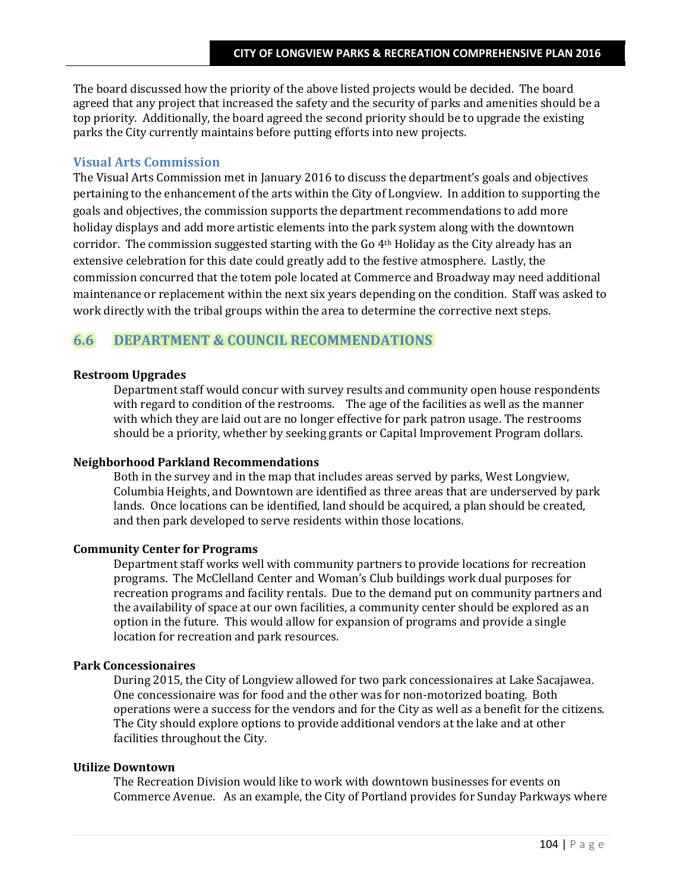The board discussed how the priority of the above listed projects would be decided. The board agreed that any project that increased the safety and the security of parks and amenities should be a top priority. Additionally, the board agreed the second priority should be to upgrade the existing parks the City currently maintains before putting efforts into new projects.

### Visual Arts Commission

The Visual Arts Commission met in January 2016 to discuss the department's goals and objectives pertaining to the enhancement of the arts within the City of Longview. In addition to supporting the goals and objectives, the commission supports the department recommendations to add more holiday displays and add more artistic elements into the park system along with the downtown corridor. The commission suggested starting with the Go 4th Holiday as the City already has an extensive celebration for this date could greatly add to the festive atmosphere. Lastly, the commission concurred that the totem pole located at Commerce and Broadway may need additional maintenance or replacement within the next six years depending on the condition. Staff was asked to work directly with the tribal groups within the area to determine the corrective next steps.

## 6.6 DEPARTMENT & COUNCIL RECOMMENDATIONS

**Restroom Upgrades**

Department staff would concur with survey results and community open house respondents with regard to condition of the restrooms. The age of the facilities as well as the manner with which they are laid out are no longer effective for park patron usage. The restrooms should be a priority, whether by seeking grants or Capital Improvement Program dollars.

**Neighborhood Parkland Recommendations**

Both in the survey and in the map that includes areas served by parks, West Longview, Columbia Heights, and Downtown are identified as three areas that are underserved by park lands. Once locations can be identified, land should be acquired, a plan should be created, and then park developed to serve residents within those locations.

**Community Center for Programs**

Department staff works well with community partners to provide locations for recreation programs. The McClelland Center and Woman's Club buildings work dual purposes for recreation programs and facility rentals. Due to the demand put on community partners and the availability of space at our own facilities, a community center should be explored as an option in the future. This would allow for expansion of programs and provide a single location for recreation and park resources.

**Park Concessionaires**

During 2015, the City of Longview allowed for two park concessionaires at Lake Sacajawea. One concessionaire was for food and the other was for non-motorized boating. Both operations were a success for the vendors and for the City as well as a benefit for the citizens. The City should explore options to provide additional vendors at the lake and at other facilities throughout the City.

**Utilize Downtown**

The Recreation Division would like to work with downtown businesses for events on Commerce Avenue. As an example, the City of Portland provides for Sunday Parkways where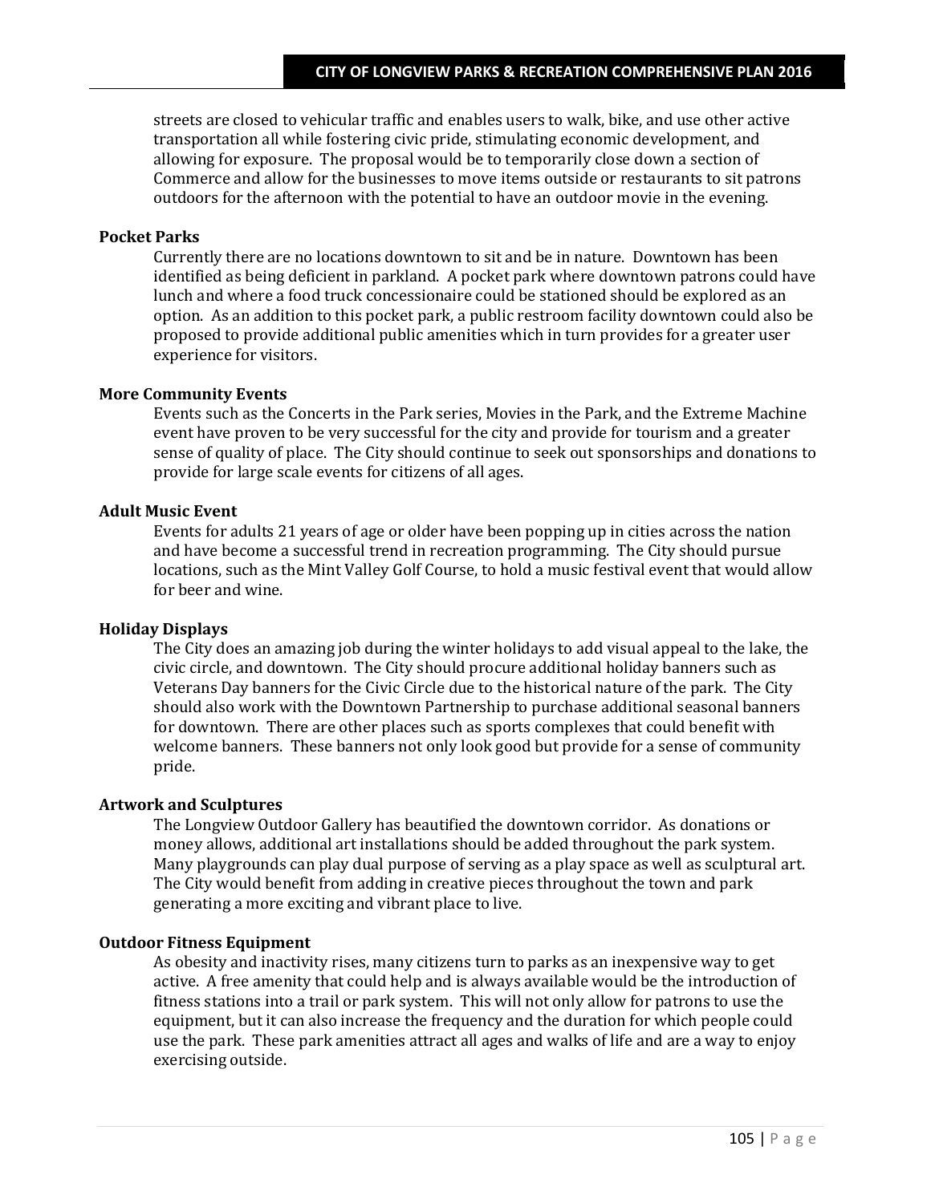streets are closed to vehicular traffic and enables users to walk, bike, and use other active transportation all while fostering civic pride, stimulating economic development, and allowing for exposure. The proposal would be to temporarily close down a section of Commerce and allow for the businesses to move items outside or restaurants to sit patrons outdoors for the afternoon with the potential to have an outdoor movie in the evening.

**Pocket Parks**

Currently there are no locations downtown to sit and be in nature. Downtown has been identified as being deficient in parkland. A pocket park where downtown patrons could have lunch and where a food truck concessionaire could be stationed should be explored as an option. As an addition to this pocket park, a public restroom facility downtown could also be proposed to provide additional public amenities which in turn provides for a greater user experience for visitors.

**More Community Events**

Events such as the Concerts in the Park series, Movies in the Park, and the Extreme Machine event have proven to be very successful for the city and provide for tourism and a greater sense of quality of place. The City should continue to seek out sponsorships and donations to provide for large scale events for citizens of all ages.

**Adult Music Event**

Events for adults 21 years of age or older have been popping up in cities across the nation and have become a successful trend in recreation programming. The City should pursue locations, such as the Mint Valley Golf Course, to hold a music festival event that would allow for beer and wine.

**Holiday Displays**

The City does an amazing job during the winter holidays to add visual appeal to the lake, the civic circle, and downtown. The City should procure additional holiday banners such as Veterans Day banners for the Civic Circle due to the historical nature of the park. The City should also work with the Downtown Partnership to purchase additional seasonal banners for downtown. There are other places such as sports complexes that could benefit with welcome banners. These banners not only look good but provide for a sense of community pride.

**Artwork and Sculptures**

The Longview Outdoor Gallery has beautified the downtown corridor. As donations or money allows, additional art installations should be added throughout the park system. Many playgrounds can play dual purpose of serving as a play space as well as sculptural art. The City would benefit from adding in creative pieces throughout the town and park generating a more exciting and vibrant place to live.

**Outdoor Fitness Equipment**

As obesity and inactivity rises, many citizens turn to parks as an inexpensive way to get active. A free amenity that could help and is always available would be the introduction of fitness stations into a trail or park system. This will not only allow for patrons to use the equipment, but it can also increase the frequency and the duration for which people could use the park. These park amenities attract all ages and walks of life and are a way to enjoy exercising outside.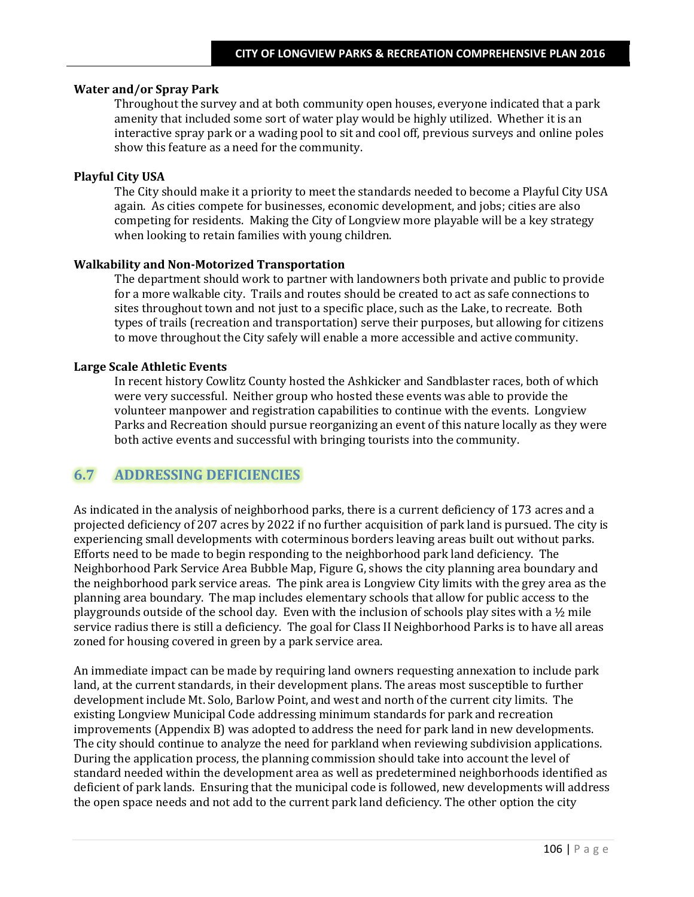**Water and/or Spray Park**

Throughout the survey and at both community open houses, everyone indicated that a park amenity that included some sort of water play would be highly utilized. Whether it is an interactive spray park or a wading pool to sit and cool off, previous surveys and online poles show this feature as a need for the community.

**Playful City USA**

The City should make it a priority to meet the standards needed to become a Playful City USA again. As cities compete for businesses, economic development, and jobs; cities are also competing for residents. Making the City of Longview more playable will be a key strategy when looking to retain families with young children.

**Walkability and Non-Motorized Transportation**

The department should work to partner with landowners both private and public to provide for a more walkable city. Trails and routes should be created to act as safe connections to sites throughout town and not just to a specific place, such as the Lake, to recreate. Both types of trails (recreation and transportation) serve their purposes, but allowing for citizens to move throughout the City safely will enable a more accessible and active community.

**Large Scale Athletic Events**

In recent history Cowlitz County hosted the Ashkicker and Sandblaster races, both of which were very successful. Neither group who hosted these events was able to provide the volunteer manpower and registration capabilities to continue with the events. Longview Parks and Recreation should pursue reorganizing an event of this nature locally as they were both active events and successful with bringing tourists into the community.

## 6.7 ADDRESSING DEFICIENCIES

As indicated in the analysis of neighborhood parks, there is a current deficiency of 173 acres and a projected deficiency of 207 acres by 2022 if no further acquisition of park land is pursued. The city is experiencing small developments with coterminous borders leaving areas built out without parks. Efforts need to be made to begin responding to the neighborhood park land deficiency. The Neighborhood Park Service Area Bubble Map, Figure G, shows the city planning area boundary and the neighborhood park service areas. The pink area is Longview City limits with the grey area as the planning area boundary. The map includes elementary schools that allow for public access to the playgrounds outside of the school day. Even with the inclusion of schools play sites with a ½ mile service radius there is still a deficiency. The goal for Class II Neighborhood Parks is to have all areas zoned for housing covered in green by a park service area.

An immediate impact can be made by requiring land owners requesting annexation to include park land, at the current standards, in their development plans. The areas most susceptible to further development include Mt. Solo, Barlow Point, and west and north of the current city limits. The existing Longview Municipal Code addressing minimum standards for park and recreation improvements (Appendix B) was adopted to address the need for park land in new developments. The city should continue to analyze the need for parkland when reviewing subdivision applications. During the application process, the planning commission should take into account the level of standard needed within the development area as well as predetermined neighborhoods identified as deficient of park lands. Ensuring that the municipal code is followed, new developments will address the open space needs and not add to the current park land deficiency. The other option the city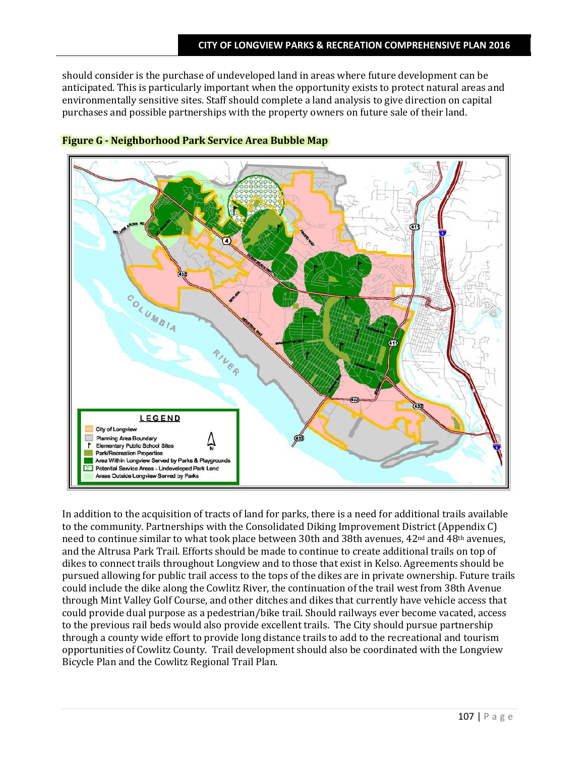should consider is the purchase of undeveloped land in areas where future development can be anticipated. This is particularly important when the opportunity exists to protect natural areas and environmentally sensitive sites. Staff should complete a land analysis to give direction on capital purchases and possible partnerships with the property owners on future sale of their land.

**Figure G - Neighborhood Park Service Area Bubble Map**

In addition to the acquisition of tracts of land for parks, there is a need for additional trails available to the community. Partnerships with the Consolidated Diking Improvement District (Appendix C) need to continue similar to what took place between 30th and 38th avenues, 42nd and 48th avenues, and the Altrusa Park Trail. Efforts should be made to continue to create additional trails on top of dikes to connect trails throughout Longview and to those that exist in Kelso. Agreements should be pursued allowing for public trail access to the tops of the dikes are in private ownership. Future trails could include the dike along the Cowlitz River, the continuation of the trail west from 38th Avenue through Mint Valley Golf Course, and other ditches and dikes that currently have vehicle access that could provide dual purpose as a pedestrian/bike trail. Should railways ever become vacated, access to the previous rail beds would also provide excellent trails. The City should pursue partnership through a county wide effort to provide long distance trails to add to the recreational and tourism opportunities of Cowlitz County. Trail development should also be coordinated with the Longview Bicycle Plan and the Cowlitz Regional Trail Plan.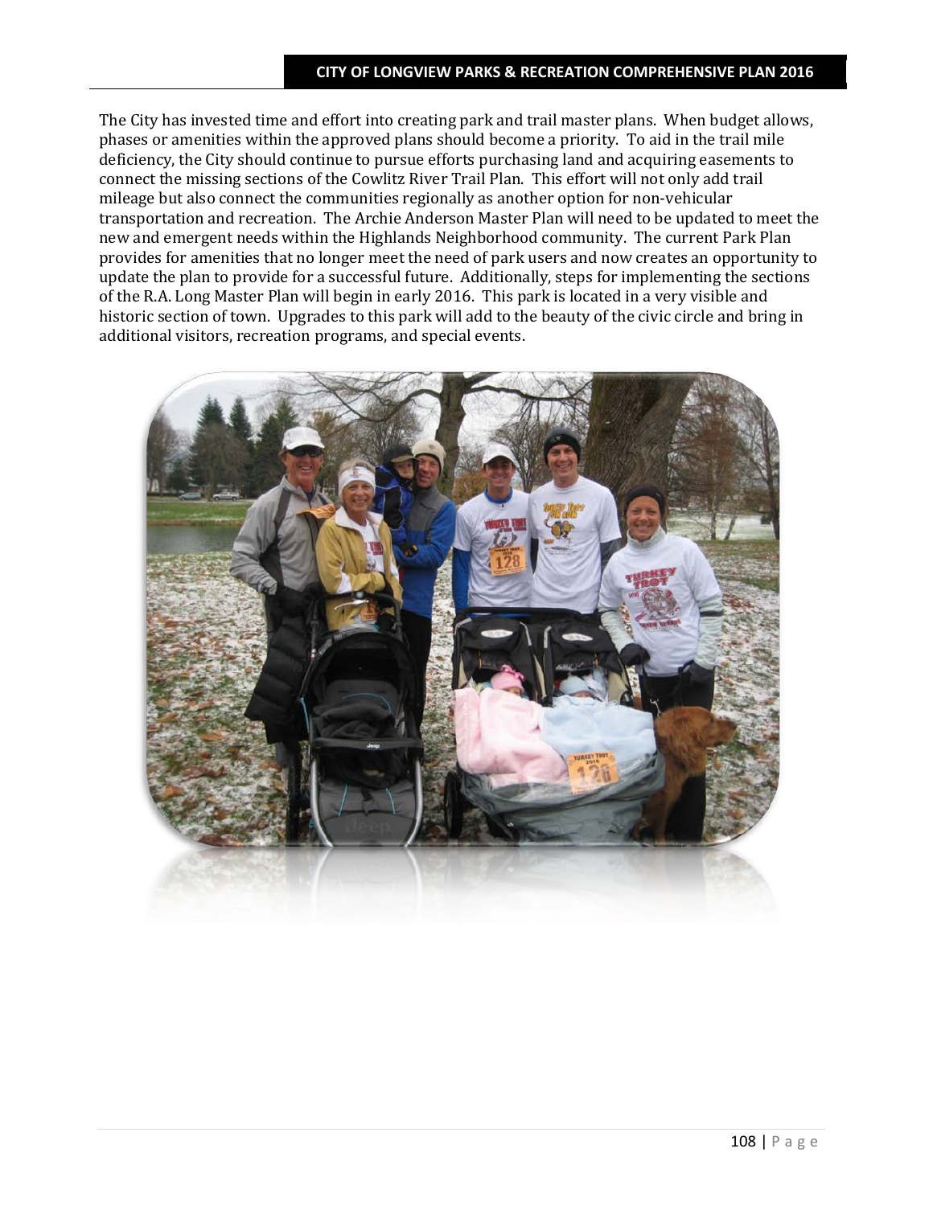The City has invested time and effort into creating park and trail master plans. When budget allows, phases or amenities within the approved plans should become a priority. To aid in the trail mile deficiency, the City should continue to pursue efforts purchasing land and acquiring easements to connect the missing sections of the Cowlitz River Trail Plan. This effort will not only add trail mileage but also connect the communities regionally as another option for non-vehicular transportation and recreation. The Archie Anderson Master Plan will need to be updated to meet the new and emergent needs within the Highlands Neighborhood community. The current Park Plan provides for amenities that no longer meet the need of park users and now creates an opportunity to update the plan to provide for a successful future. Additionally, steps for implementing the sections of the R.A. Long Master Plan will begin in early 2016. This park is located in a very visible and historic section of town. Upgrades to this park will add to the beauty of the civic circle and bring in additional visitors, recreation programs, and special events.